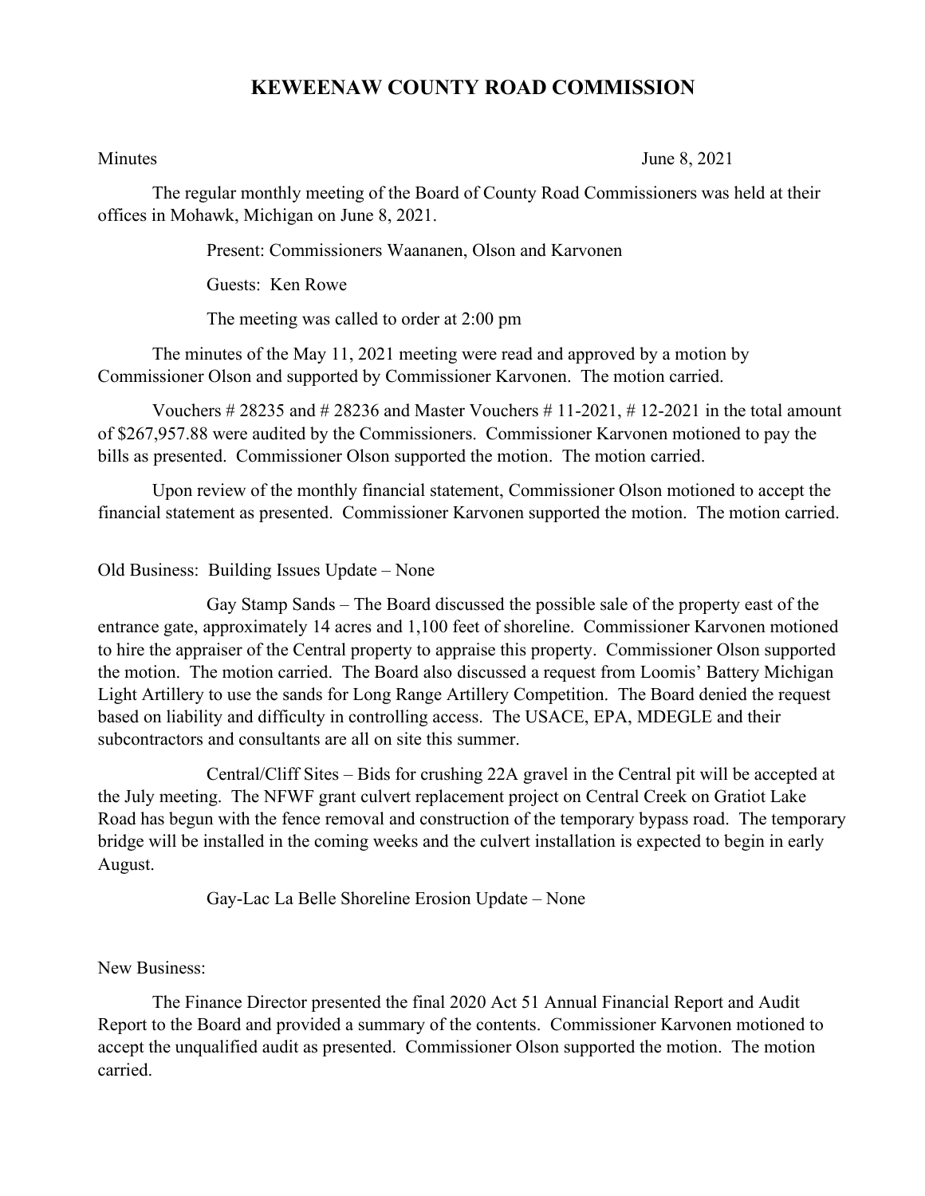# KEWEENAW COUNTY ROAD COMMISSION

Minutes June 8, 2021

The regular monthly meeting of the Board of County Road Commissioners was held at their offices in Mohawk, Michigan on June 8, 2021.

Present: Commissioners Waananen, Olson and Karvonen

Guests: Ken Rowe

The meeting was called to order at 2:00 pm

The minutes of the May 11, 2021 meeting were read and approved by a motion by Commissioner Olson and supported by Commissioner Karvonen. The motion carried.

Vouchers # 28235 and # 28236 and Master Vouchers # 11-2021, # 12-2021 in the total amount of $267,957.88 were audited by the Commissioners. Commissioner Karvonen motioned to pay the bills as presented. Commissioner Olson supported the motion. The motion carried.

Upon review of the monthly financial statement, Commissioner Olson motioned to accept the financial statement as presented. Commissioner Karvonen supported the motion. The motion carried.

Old Business: Building Issues Update – None

Gay Stamp Sands – The Board discussed the possible sale of the property east of the entrance gate, approximately 14 acres and 1,100 feet of shoreline. Commissioner Karvonen motioned to hire the appraiser of the Central property to appraise this property. Commissioner Olson supported the motion. The motion carried. The Board also discussed a request from Loomis' Battery Michigan Light Artillery to use the sands for Long Range Artillery Competition. The Board denied the request based on liability and difficulty in controlling access. The USACE, EPA, MDEGLE and their subcontractors and consultants are all on site this summer.

Central/Cliff Sites – Bids for crushing 22A gravel in the Central pit will be accepted at the July meeting. The NFWF grant culvert replacement project on Central Creek on Gratiot Lake Road has begun with the fence removal and construction of the temporary bypass road. The temporary bridge will be installed in the coming weeks and the culvert installation is expected to begin in early August.

Gay-Lac La Belle Shoreline Erosion Update – None

New Business:

The Finance Director presented the final 2020 Act 51 Annual Financial Report and Audit Report to the Board and provided a summary of the contents. Commissioner Karvonen motioned to accept the unqualified audit as presented. Commissioner Olson supported the motion. The motion carried.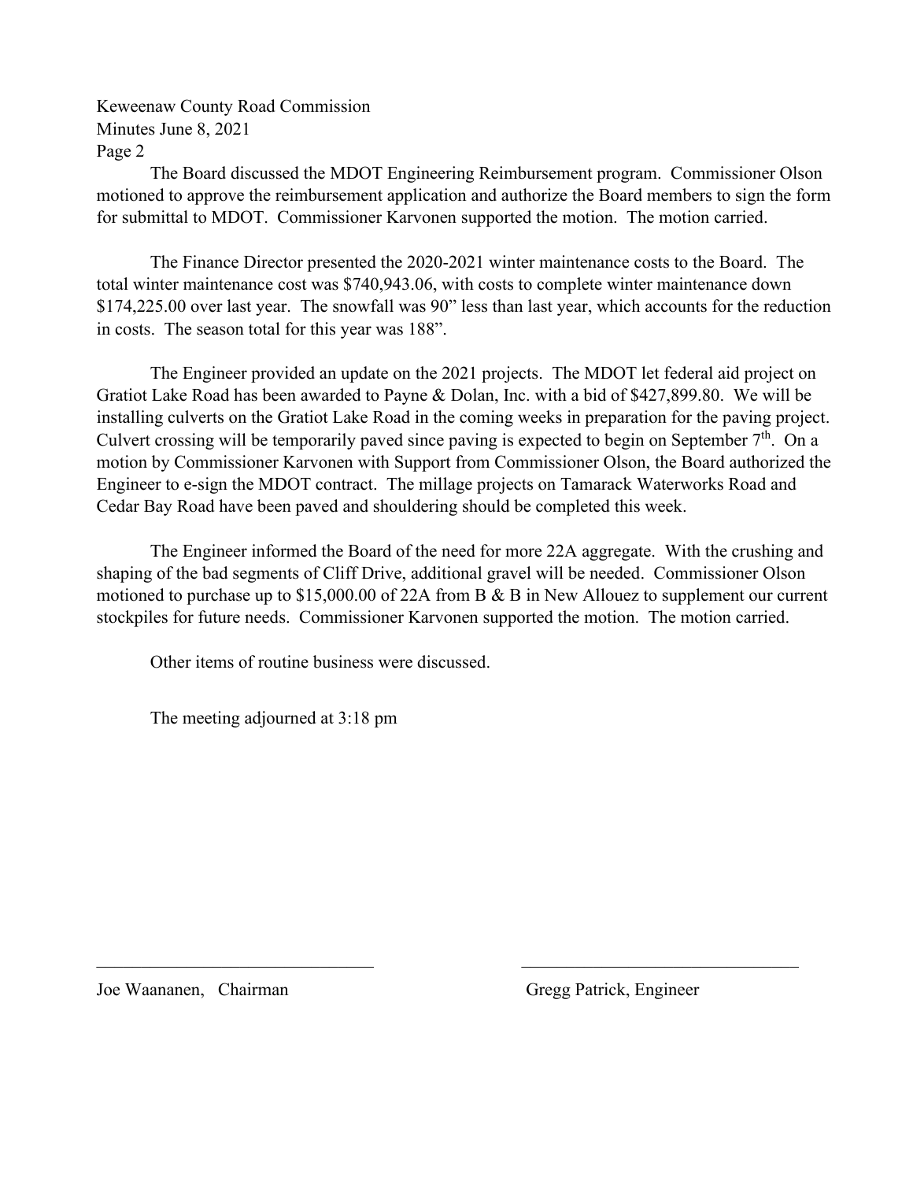The Board discussed the MDOT Engineering Reimbursement program. Commissioner Olson motioned to approve the reimbursement application and authorize the Board members to sign the form for submittal to MDOT. Commissioner Karvonen supported the motion. The motion carried.

The Finance Director presented the 2020-2021 winter maintenance costs to the Board. The total winter maintenance cost was $740,943.06, with costs to complete winter maintenance down $174,225.00 over last year. The snowfall was 90" less than last year, which accounts for the reduction in costs. The season total for this year was 188".

The Engineer provided an update on the 2021 projects. The MDOT let federal aid project on Gratiot Lake Road has been awarded to Payne & Dolan, Inc. with a bid of $427,899.80. We will be installing culverts on the Gratiot Lake Road in the coming weeks in preparation for the paving project. Culvert crossing will be temporarily paved since paving is expected to begin on September 7th. On a motion by Commissioner Karvonen with Support from Commissioner Olson, the Board authorized the Engineer to e-sign the MDOT contract. The millage projects on Tamarack Waterworks Road and Cedar Bay Road have been paved and shouldering should be completed this week.

The Engineer informed the Board of the need for more 22A aggregate. With the crushing and shaping of the bad segments of Cliff Drive, additional gravel will be needed. Commissioner Olson motioned to purchase up to $15,000.00 of 22A from B & B in New Allouez to supplement our current stockpiles for future needs. Commissioner Karvonen supported the motion. The motion carried.

Other items of routine business were discussed.

The meeting adjourned at 3:18 pm

\_\_\_\_\_\_\_\_\_\_\_\_\_\_\_\_\_\_\_\_\_\_\_\_\_\_\_\_\_\_\_\_
Joe Waananen, Chairman

\_\_\_\_\_\_\_\_\_\_\_\_\_\_\_\_\_\_\_\_\_\_\_\_\_\_\_\_\_\_\_\_
Gregg Patrick, Engineer